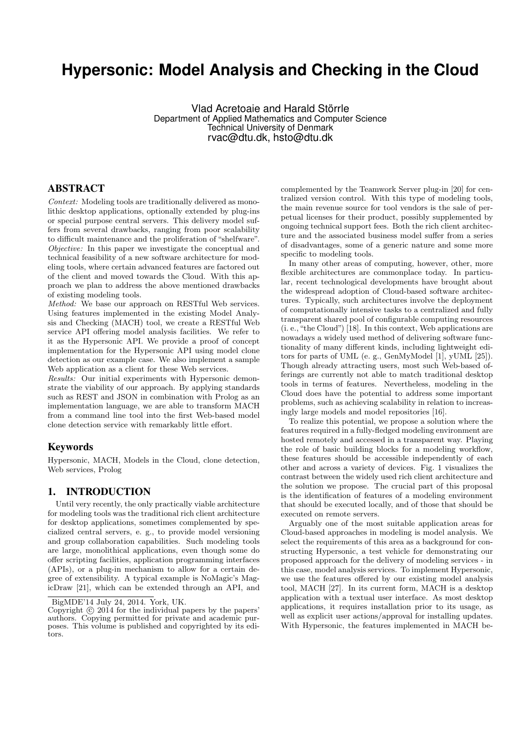# Hypersonic: Model Analysis and Checking in the Cloud

Vlad Acretoaie and Harald Störrle
Department of Applied Mathematics and Computer Science
Technical University of Denmark
rvac@dtu.dk, hsto@dtu.dk

## ABSTRACT

*Context:* Modeling tools are traditionally delivered as monolithic desktop applications, optionally extended by plug-ins or special purpose central servers. This delivery model suffers from several drawbacks, ranging from poor scalability to difficult maintenance and the proliferation of "shelfware".
*Objective:* In this paper we investigate the conceptual and technical feasibility of a new software architecture for modeling tools, where certain advanced features are factored out of the client and moved towards the Cloud. With this approach we plan to address the above mentioned drawbacks of existing modeling tools.
*Method:* We base our approach on RESTful Web services. Using features implemented in the existing Model Analysis and Checking (MACH) tool, we create a RESTful Web service API offering model analysis facilities. We refer to it as the Hypersonic API. We provide a proof of concept implementation for the Hypersonic API using model clone detection as our example case. We also implement a sample Web application as a client for these Web services.
*Results:* Our initial experiments with Hypersonic demonstrate the viability of our approach. By applying standards such as REST and JSON in combination with Prolog as an implementation language, we are able to transform MACH from a command line tool into the first Web-based model clone detection service with remarkably little effort.

### Keywords

Hypersonic, MACH, Models in the Cloud, clone detection, Web services, Prolog

## 1. INTRODUCTION

Until very recently, the only practically viable architecture for modeling tools was the traditional rich client architecture for desktop applications, sometimes complemented by specialized central servers, e. g., to provide model versioning and group collaboration capabilities. Such modeling tools are large, monolithical applications, even though some do offer scripting facilities, application programming interfaces (APIs), or a plug-in mechanism to allow for a certain degree of extensibility. A typical example is NoMagic's MagicDraw [21], which can be extended through an API, and complemented by the Teamwork Server plug-in [20] for centralized version control. With this type of modeling tools, the main revenue source for tool vendors is the sale of perpetual licenses for their product, possibly supplemented by ongoing technical support fees. Both the rich client architecture and the associated business model suffer from a series of disadvantages, some of a generic nature and some more specific to modeling tools.

In many other areas of computing, however, other, more flexible architectures are commonplace today. In particular, recent technological developments have brought about the widespread adoption of Cloud-based software architectures. Typically, such architectures involve the deployment of computationally intensive tasks to a centralized and fully transparent shared pool of configurable computing resources (i. e., "the Cloud") [18]. In this context, Web applications are nowadays a widely used method of delivering software functionality of many different kinds, including lightweight editors for parts of UML (e. g., GenMyModel [1], yUML [25]). Though already attracting users, most such Web-based offerings are currently not able to match traditional desktop tools in terms of features. Nevertheless, modeling in the Cloud does have the potential to address some important problems, such as achieving scalability in relation to increasingly large models and model repositories [16].

To realize this potential, we propose a solution where the features required in a fully-fledged modeling environment are hosted remotely and accessed in a transparent way. Playing the role of basic building blocks for a modeling workflow, these features should be accessible independently of each other and across a variety of devices. Fig. 1 visualizes the contrast between the widely used rich client architecture and the solution we propose. The crucial part of this proposal is the identification of features of a modeling environment that should be executed locally, and of those that should be executed on remote servers.

Arguably one of the most suitable application areas for Cloud-based approaches in modeling is model analysis. We select the requirements of this area as a background for constructing Hypersonic, a test vehicle for demonstrating our proposed approach for the delivery of modeling services - in this case, model analysis services. To implement Hypersonic, we use the features offered by our existing model analysis tool, MACH [27]. In its current form, MACH is a desktop application with a textual user interface. As most desktop applications, it requires installation prior to its usage, as well as explicit user actions/approval for installing updates. With Hypersonic, the features implemented in MACH be-

BigMDE'14 July 24, 2014. York, UK.
Copyright © 2014 for the individual papers by the papers' authors. Copying permitted for private and academic purposes. This volume is published and copyrighted by its editors.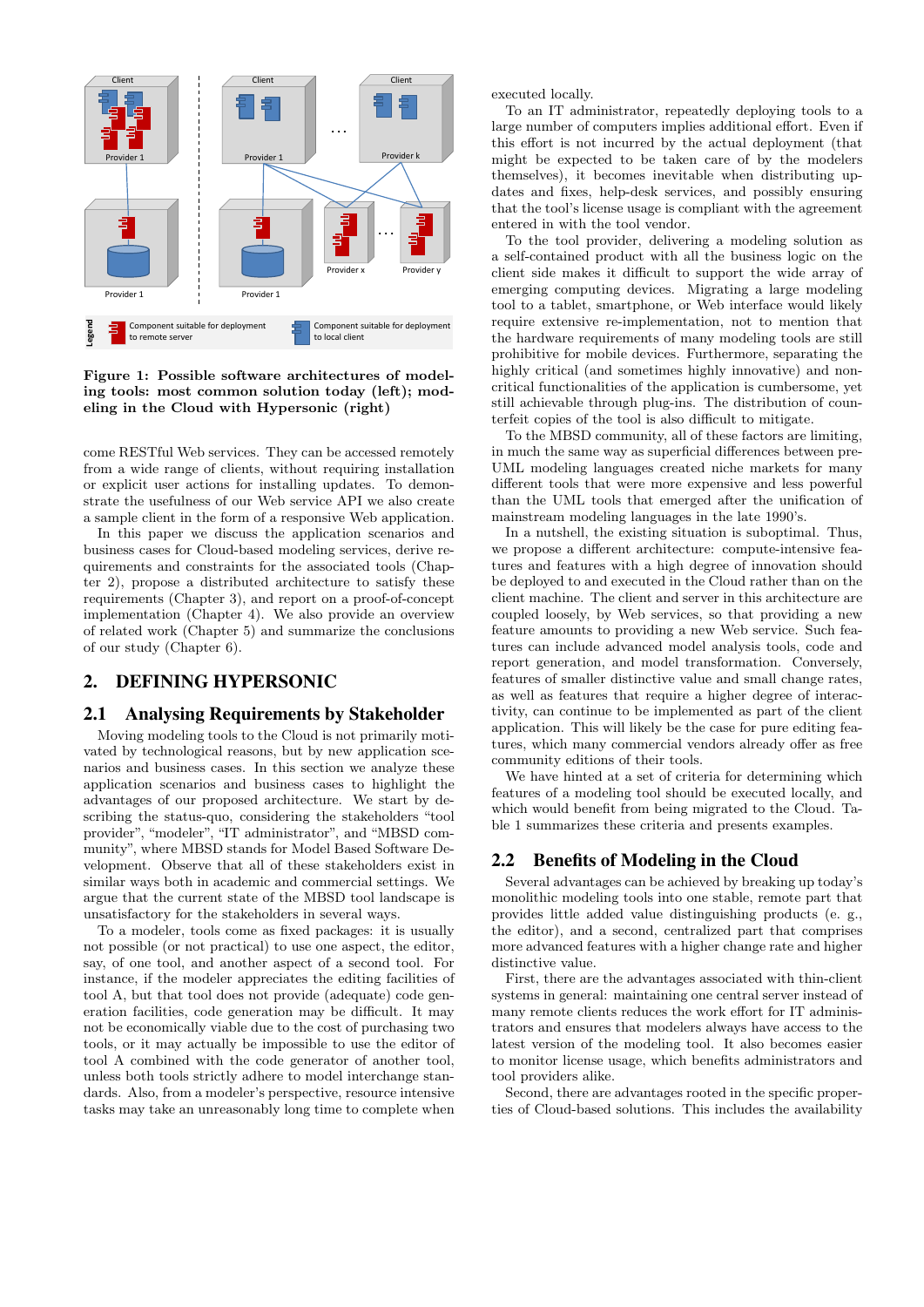**Figure 1: Possible software architectures of modeling tools: most common solution today (left); modeling in the Cloud with Hypersonic (right)**

come RESTful Web services. They can be accessed remotely from a wide range of clients, without requiring installation or explicit user actions for installing updates. To demonstrate the usefulness of our Web service API we also create a sample client in the form of a responsive Web application.

In this paper we discuss the application scenarios and business cases for Cloud-based modeling services, derive requirements and constraints for the associated tools (Chapter 2), propose a distributed architecture to satisfy these requirements (Chapter 3), and report on a proof-of-concept implementation (Chapter 4). We also provide an overview of related work (Chapter 5) and summarize the conclusions of our study (Chapter 6).

## 2. DEFINING HYPERSONIC

### 2.1 Analysing Requirements by Stakeholder

Moving modeling tools to the Cloud is not primarily motivated by technological reasons, but by new application scenarios and business cases. In this section we analyze these application scenarios and business cases to highlight the advantages of our proposed architecture. We start by describing the status-quo, considering the stakeholders "tool provider", "modeler", "IT administrator", and "MBSD community", where MBSD stands for Model Based Software Development. Observe that all of these stakeholders exist in similar ways both in academic and commercial settings. We argue that the current state of the MBSD tool landscape is unsatisfactory for the stakeholders in several ways.

To a modeler, tools come as fixed packages: it is usually not possible (or not practical) to use one aspect, the editor, say, of one tool, and another aspect of a second tool. For instance, if the modeler appreciates the editing facilities of tool A, but that tool does not provide (adequate) code generation facilities, code generation may be difficult. It may not be economically viable due to the cost of purchasing two tools, or it may actually be impossible to use the editor of tool A combined with the code generator of another tool, unless both tools strictly adhere to model interchange standards. Also, from a modeler's perspective, resource intensive tasks may take an unreasonably long time to complete when executed locally.

To an IT administrator, repeatedly deploying tools to a large number of computers implies additional effort. Even if this effort is not incurred by the actual deployment (that might be expected to be taken care of by the modelers themselves), it becomes inevitable when distributing updates and fixes, help-desk services, and possibly ensuring that the tool's license usage is compliant with the agreement entered in with the tool vendor.

To the tool provider, delivering a modeling solution as a self-contained product with all the business logic on the client side makes it difficult to support the wide array of emerging computing devices. Migrating a large modeling tool to a tablet, smartphone, or Web interface would likely require extensive re-implementation, not to mention that the hardware requirements of many modeling tools are still prohibitive for mobile devices. Furthermore, separating the highly critical (and sometimes highly innovative) and non-critical functionalities of the application is cumbersome, yet still achievable through plug-ins. The distribution of counterfeit copies of the tool is also difficult to mitigate.

To the MBSD community, all of these factors are limiting, in much the same way as superficial differences between pre-UML modeling languages created niche markets for many different tools that were more expensive and less powerful than the UML tools that emerged after the unification of mainstream modeling languages in the late 1990's.

In a nutshell, the existing situation is suboptimal. Thus, we propose a different architecture: compute-intensive features and features with a high degree of innovation should be deployed to and executed in the Cloud rather than on the client machine. The client and server in this architecture are coupled loosely, by Web services, so that providing a new feature amounts to providing a new Web service. Such features can include advanced model analysis tools, code and report generation, and model transformation. Conversely, features of smaller distinctive value and small change rates, as well as features that require a higher degree of interactivity, can continue to be implemented as part of the client application. This will likely be the case for pure editing features, which many commercial vendors already offer as free community editions of their tools.

We have hinted at a set of criteria for determining which features of a modeling tool should be executed locally, and which would benefit from being migrated to the Cloud. Table 1 summarizes these criteria and presents examples.

### 2.2 Benefits of Modeling in the Cloud

Several advantages can be achieved by breaking up today's monolithic modeling tools into one stable, remote part that provides little added value distinguishing products (e. g., the editor), and a second, centralized part that comprises more advanced features with a higher change rate and higher distinctive value.

First, there are the advantages associated with thin-client systems in general: maintaining one central server instead of many remote clients reduces the work effort for IT administrators and ensures that modelers always have access to the latest version of the modeling tool. It also becomes easier to monitor license usage, which benefits administrators and tool providers alike.

Second, there are advantages rooted in the specific properties of Cloud-based solutions. This includes the availability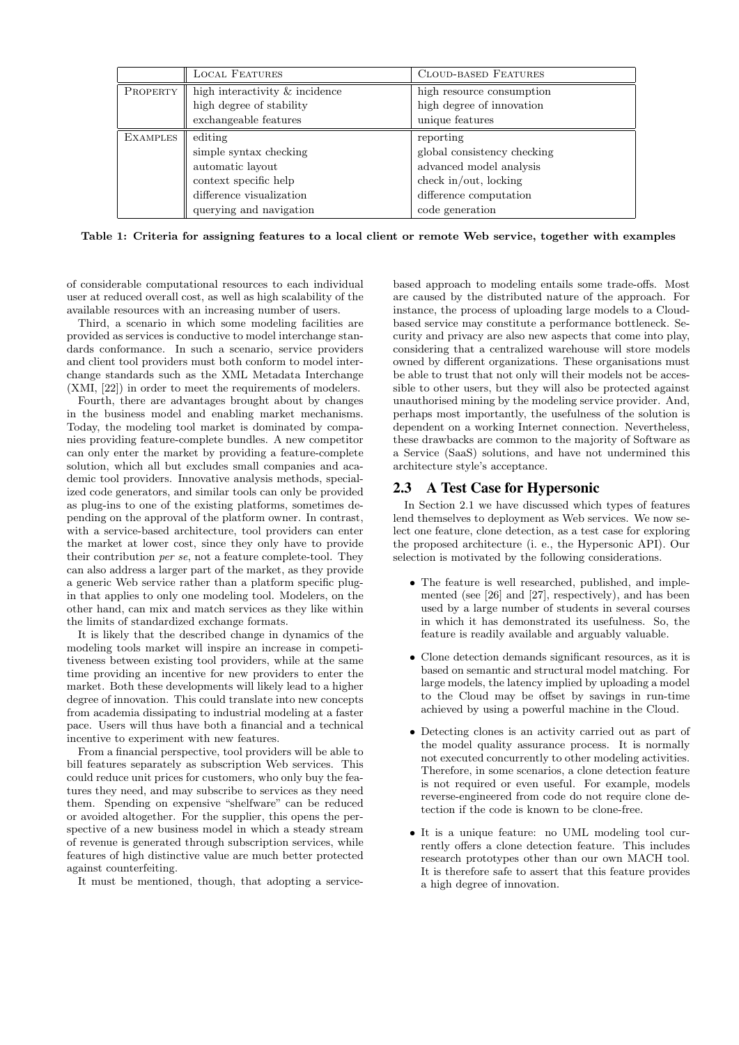| | Local Features | Cloud-based Features |
|---|---|---|
| Property | high interactivity & incidence | high resource consumption |
| | high degree of stability | high degree of innovation |
| | exchangeable features | unique features |
| Examples | editing | reporting |
| | simple syntax checking | global consistency checking |
| | automatic layout | advanced model analysis |
| | context specific help | check in/out, locking |
| | difference visualization | difference computation |
| | querying and navigation | code generation |

**Table 1: Criteria for assigning features to a local client or remote Web service, together with examples**

of considerable computational resources to each individual user at reduced overall cost, as well as high scalability of the available resources with an increasing number of users.

Third, a scenario in which some modeling facilities are provided as services is conductive to model interchange standards conformance. In such a scenario, service providers and client tool providers must both conform to model interchange standards such as the XML Metadata Interchange (XMI, [22]) in order to meet the requirements of modelers.

Fourth, there are advantages brought about by changes in the business model and enabling market mechanisms. Today, the modeling tool market is dominated by companies providing feature-complete bundles. A new competitor can only enter the market by providing a feature-complete solution, which all but excludes small companies and academic tool providers. Innovative analysis methods, specialized code generators, and similar tools can only be provided as plug-ins to one of the existing platforms, sometimes depending on the approval of the platform owner. In contrast, with a service-based architecture, tool providers can enter the market at lower cost, since they only have to provide their contribution *per se*, not a feature complete-tool. They can also address a larger part of the market, as they provide a generic Web service rather than a platform specific plugin that applies to only one modeling tool. Modelers, on the other hand, can mix and match services as they like within the limits of standardized exchange formats.

It is likely that the described change in dynamics of the modeling tools market will inspire an increase in competitiveness between existing tool providers, while at the same time providing an incentive for new providers to enter the market. Both these developments will likely lead to a higher degree of innovation. This could translate into new concepts from academia dissipating to industrial modeling at a faster pace. Users will thus have both a financial and a technical incentive to experiment with new features.

From a financial perspective, tool providers will be able to bill features separately as subscription Web services. This could reduce unit prices for customers, who only buy the features they need, and may subscribe to services as they need them. Spending on expensive "shelfware" can be reduced or avoided altogether. For the supplier, this opens the perspective of a new business model in which a steady stream of revenue is generated through subscription services, while features of high distinctive value are much better protected against counterfeiting.

It must be mentioned, though, that adopting a service-based approach to modeling entails some trade-offs. Most are caused by the distributed nature of the approach. For instance, the process of uploading large models to a Cloud-based service may constitute a performance bottleneck. Security and privacy are also new aspects that come into play, considering that a centralized warehouse will store models owned by different organizations. These organisations must be able to trust that not only will their models not be accessible to other users, but they will also be protected against unauthorised mining by the modeling service provider. And, perhaps most importantly, the usefulness of the solution is dependent on a working Internet connection. Nevertheless, these drawbacks are common to the majority of Software as a Service (SaaS) solutions, and have not undermined this architecture style's acceptance.

## 2.3 A Test Case for Hypersonic

In Section 2.1 we have discussed which types of features lend themselves to deployment as Web services. We now select one feature, clone detection, as a test case for exploring the proposed architecture (i. e., the Hypersonic API). Our selection is motivated by the following considerations.

- The feature is well researched, published, and implemented (see [26] and [27], respectively), and has been used by a large number of students in several courses in which it has demonstrated its usefulness. So, the feature is readily available and arguably valuable.
- Clone detection demands significant resources, as it is based on semantic and structural model matching. For large models, the latency implied by uploading a model to the Cloud may be offset by savings in run-time achieved by using a powerful machine in the Cloud.
- Detecting clones is an activity carried out as part of the model quality assurance process. It is normally not executed concurrently to other modeling activities. Therefore, in some scenarios, a clone detection feature is not required or even useful. For example, models reverse-engineered from code do not require clone detection if the code is known to be clone-free.
- It is a unique feature: no UML modeling tool currently offers a clone detection feature. This includes research prototypes other than our own MACH tool. It is therefore safe to assert that this feature provides a high degree of innovation.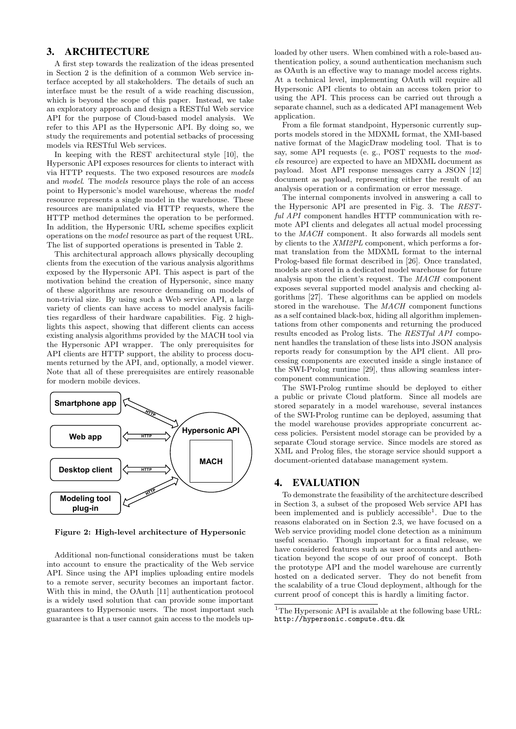## 3. ARCHITECTURE

A first step towards the realization of the ideas presented in Section 2 is the definition of a common Web service interface accepted by all stakeholders. The details of such an interface must be the result of a wide reaching discussion, which is beyond the scope of this paper. Instead, we take an exploratory approach and design a RESTful Web service API for the purpose of Cloud-based model analysis. We refer to this API as the Hypersonic API. By doing so, we study the requirements and potential setbacks of processing models via RESTful Web services.

In keeping with the REST architectural style [10], the Hypersonic API exposes resources for clients to interact with via HTTP requests. The two exposed resources are *models* and *model*. The *models* resource plays the role of an access point to Hypersonic's model warehouse, whereas the *model* resource represents a single model in the warehouse. These resources are manipulated via HTTP requests, where the HTTP method determines the operation to be performed. In addition, the Hypersonic URL scheme specifies explicit operations on the *model* resource as part of the request URL. The list of supported operations is presented in Table 2.

This architectural approach allows physically decoupling clients from the execution of the various analysis algorithms exposed by the Hypersonic API. This aspect is part of the motivation behind the creation of Hypersonic, since many of these algorithms are resource demanding on models of non-trivial size. By using such a Web service API, a large variety of clients can have access to model analysis facilities regardless of their hardware capabilities. Fig. 2 highlights this aspect, showing that different clients can access existing analysis algorithms provided by the MACH tool via the Hypersonic API wrapper. The only prerequisites for API clients are HTTP support, the ability to process documents returned by the API, and, optionally, a model viewer. Note that all of these prerequisites are entirely reasonable for modern mobile devices.

**Figure 2: High-level architecture of Hypersonic**

Additional non-functional considerations must be taken into account to ensure the practicality of the Web service API. Since using the API implies uploading entire models to a remote server, security becomes an important factor. With this in mind, the OAuth [11] authentication protocol is a widely used solution that can provide some important guarantees to Hypersonic users. The most important such guarantee is that a user cannot gain access to the models uploaded by other users. When combined with a role-based authentication policy, a sound authentication mechanism such as OAuth is an effective way to manage model access rights. At a technical level, implementing OAuth will require all Hypersonic API clients to obtain an access token prior to using the API. This process can be carried out through a separate channel, such as a dedicated API management Web application.

From a file format standpoint, Hypersonic currently supports models stored in the MDXML format, the XMI-based native format of the MagicDraw modeling tool. That is to say, some API requests (e. g., POST requests to the *models* resource) are expected to have an MDXML document as payload. Most API response messages carry a JSON [12] document as payload, representing either the result of an analysis operation or a confirmation or error message.

The internal components involved in answering a call to the Hypersonic API are presented in Fig. 3. The *RESTful API* component handles HTTP communication with remote API clients and delegates all actual model processing to the *MACH* component. It also forwards all models sent by clients to the *XMI2PL* component, which performs a format translation from the MDXML format to the internal Prolog-based file format described in [26]. Once translated, models are stored in a dedicated model warehouse for future analysis upon the client's request. The *MACH* component exposes several supported model analysis and checking algorithms [27]. These algorithms can be applied on models stored in the warehouse. The *MACH* component functions as a self contained black-box, hiding all algorithm implementations from other components and returning the produced results encoded as Prolog lists. The *RESTful API* component handles the translation of these lists into JSON analysis reports ready for consumption by the API client. All processing components are executed inside a single instance of the SWI-Prolog runtime [29], thus allowing seamless intercomponent communication.

The SWI-Prolog runtime should be deployed to either a public or private Cloud platform. Since all models are stored separately in a model warehouse, several instances of the SWI-Prolog runtime can be deployed, assuming that the model warehouse provides appropriate concurrent access policies. Persistent model storage can be provided by a separate Cloud storage service. Since models are stored as XML and Prolog files, the storage service should support a document-oriented database management system.

## 4. EVALUATION

To demonstrate the feasibility of the architecture described in Section 3, a subset of the proposed Web service API has been implemented and is publicly accessible[1]. Due to the reasons elaborated on in Section 2.3, we have focused on a Web service providing model clone detection as a minimum useful scenario. Though important for a final release, we have considered features such as user accounts and authentication beyond the scope of our proof of concept. Both the prototype API and the model warehouse are currently hosted on a dedicated server. They do not benefit from the scalability of a true Cloud deployment, although for the current proof of concept this is hardly a limiting factor.

[1] The Hypersonic API is available at the following base URL: http://hypersonic.compute.dtu.dk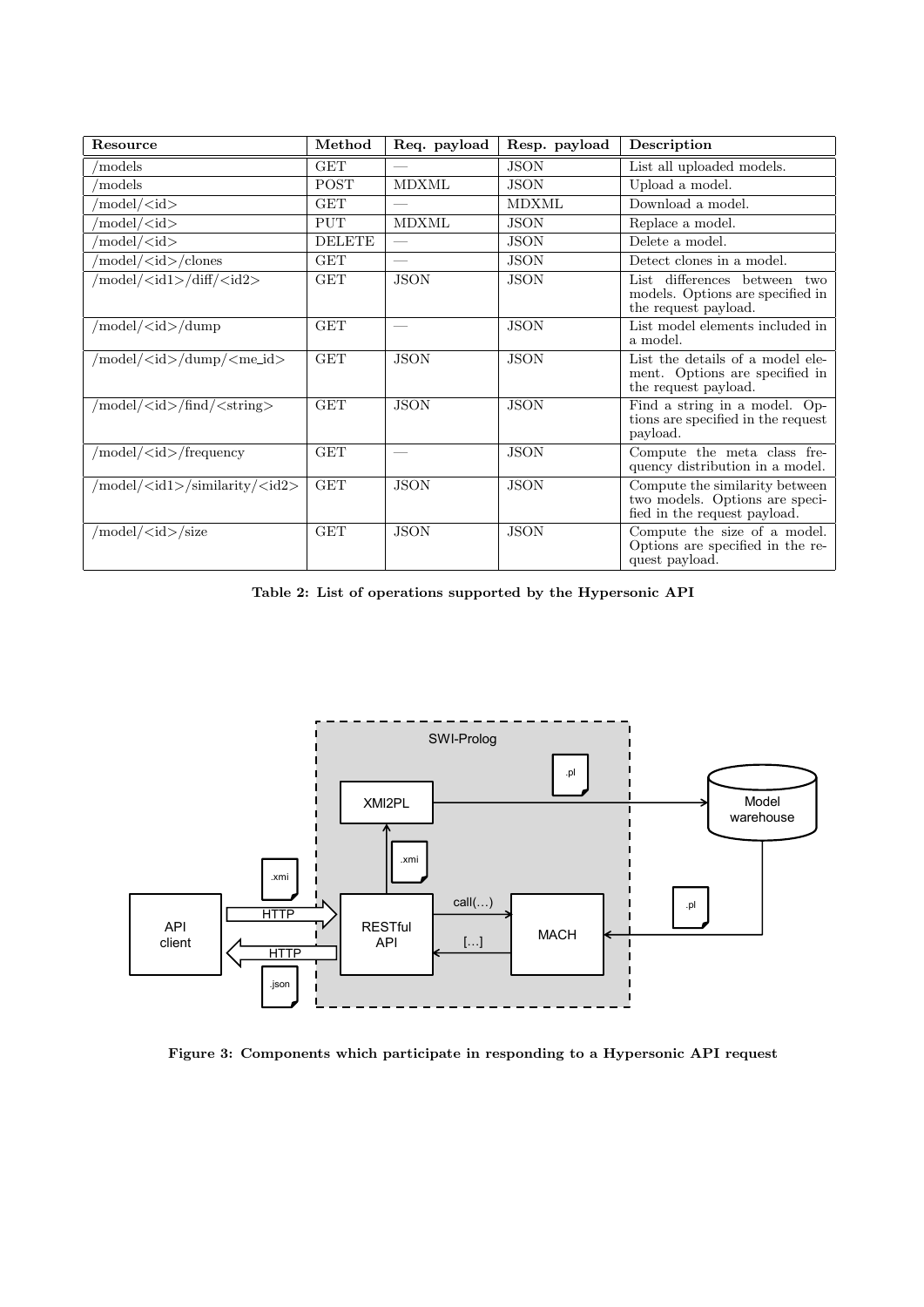| Resource | Method | Req. payload | Resp. payload | Description |
|---|---|---|---|---|
| /models | GET | — | JSON | List all uploaded models. |
| /models | POST | MDXML | JSON | Upload a model. |
| /model/<id> | GET | — | MDXML | Download a model. |
| /model/<id> | PUT | MDXML | JSON | Replace a model. |
| /model/<id> | DELETE | — | JSON | Delete a model. |
| /model/<id>/clones | GET | — | JSON | Detect clones in a model. |
| /model/<id1>/diff/<id2> | GET | JSON | JSON | List differences between two models. Options are specified in the request payload. |
| /model/<id>/dump | GET | — | JSON | List model elements included in a model. |
| /model/<id>/dump/<me_id> | GET | JSON | JSON | List the details of a model element. Options are specified in the request payload. |
| /model/<id>/find/<string> | GET | JSON | JSON | Find a string in a model. Options are specified in the request payload. |
| /model/<id>/frequency | GET | — | JSON | Compute the meta class frequency distribution in a model. |
| /model/<id1>/similarity/<id2> | GET | JSON | JSON | Compute the similarity between two models. Options are specified in the request payload. |
| /model/<id>/size | GET | JSON | JSON | Compute the size of a model. Options are specified in the request payload. |

**Table 2: List of operations supported by the Hypersonic API**

**Figure 3: Components which participate in responding to a Hypersonic API request**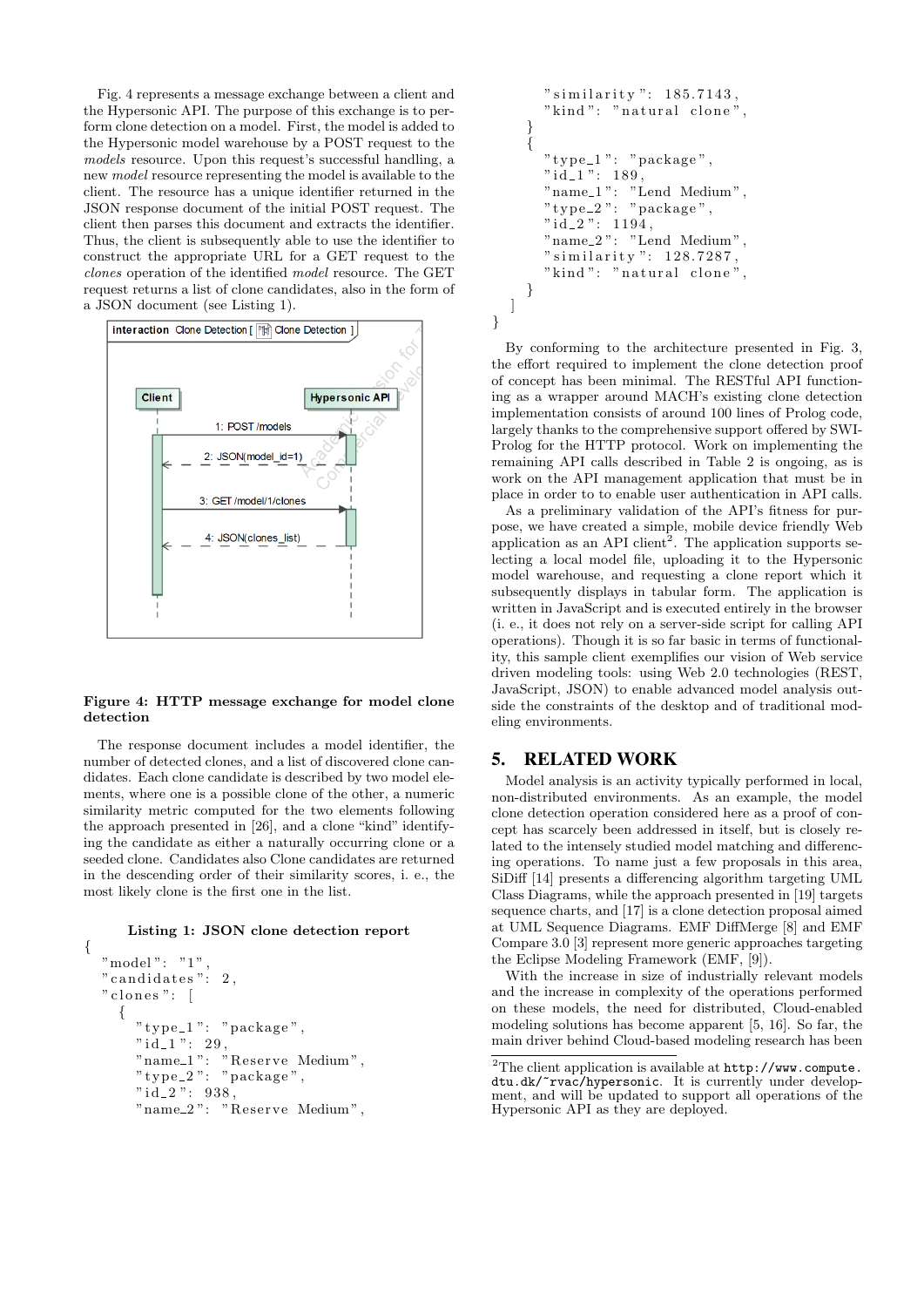Fig. 4 represents a message exchange between a client and the Hypersonic API. The purpose of this exchange is to perform clone detection on a model. First, the model is added to the Hypersonic model warehouse by a POST request to the *models* resource. Upon this request's successful handling, a new *model* resource representing the model is available to the client. The resource has a unique identifier returned in the JSON response document of the initial POST request. The client then parses this document and extracts the identifier. Thus, the client is subsequently able to use the identifier to construct the appropriate URL for a GET request to the *clones* operation of the identified *model* resource. The GET request returns a list of clone candidates, also in the form of a JSON document (see Listing 1).

**Figure 4: HTTP message exchange for model clone detection**

The response document includes a model identifier, the number of detected clones, and a list of discovered clone candidates. Each clone candidate is described by two model elements, where one is a possible clone of the other, a numeric similarity metric computed for the two elements following the approach presented in [26], and a clone "kind" identifying the candidate as either a naturally occurring clone or a seeded clone. Candidates also Clone candidates are returned in the descending order of their similarity scores, i. e., the most likely clone is the first one in the list.

**Listing 1: JSON clone detection report**

```
{
  "model": "1",
  "candidates": 2,
  "clones": [
    {
      "type_1": "package",
      "id_1": 29,
      "name_1": "Reserve Medium",
      "type_2": "package",
      "id_2": 938,
      "name_2": "Reserve Medium",
      "similarity": 185.7143,
      "kind": "natural clone",
    }
    {
      "type_1": "package",
      "id_1": 189,
      "name_1": "Lend Medium",
      "type_2": "package",
      "id_2": 1194,
      "name_2": "Lend Medium",
      "similarity": 128.7287,
      "kind": "natural clone",
    }
  ]
}
```

By conforming to the architecture presented in Fig. 3, the effort required to implement the clone detection proof of concept has been minimal. The RESTful API functioning as a wrapper around MACH's existing clone detection implementation consists of around 100 lines of Prolog code, largely thanks to the comprehensive support offered by SWI-Prolog for the HTTP protocol. Work on implementing the remaining API calls described in Table 2 is ongoing, as is work on the API management application that must be in place in order to enable user authentication in API calls.

As a preliminary validation of the API's fitness for purpose, we have created a simple, mobile device friendly Web application as an API client[2]. The application supports selecting a local model file, uploading it to the Hypersonic model warehouse, and requesting a clone report which it subsequently displays in tabular form. The application is written in JavaScript and is executed entirely in the browser (i. e., it does not rely on a server-side script for calling API operations). Though it is so far basic in terms of functionality, this sample client exemplifies our vision of Web service driven modeling tools: using Web 2.0 technologies (REST, JavaScript, JSON) to enable advanced model analysis outside the constraints of the desktop and of traditional modeling environments.

## 5. RELATED WORK

Model analysis is an activity typically performed in local, non-distributed environments. As an example, the model clone detection operation considered here as a proof of concept has scarcely been addressed in itself, but is closely related to the intensely studied model matching and differencing operations. To name just a few proposals in this area, SiDiff [14] presents a differencing algorithm targeting UML Class Diagrams, while the approach presented in [19] targets sequence charts, and [17] is a clone detection proposal aimed at UML Sequence Diagrams. EMF DiffMerge [8] and EMF Compare 3.0 [3] represent more generic approaches targeting the Eclipse Modeling Framework (EMF, [9]).

With the increase in size of industrially relevant models and the increase in complexity of the operations performed on these models, the need for distributed, Cloud-enabled modeling solutions has become apparent [5, 16]. So far, the main driver behind Cloud-based modeling research has been

[2]The client application is available at `http://www.compute.dtu.dk/~rvac/hypersonic`. It is currently under development, and will be updated to support all operations of the Hypersonic API as they are deployed.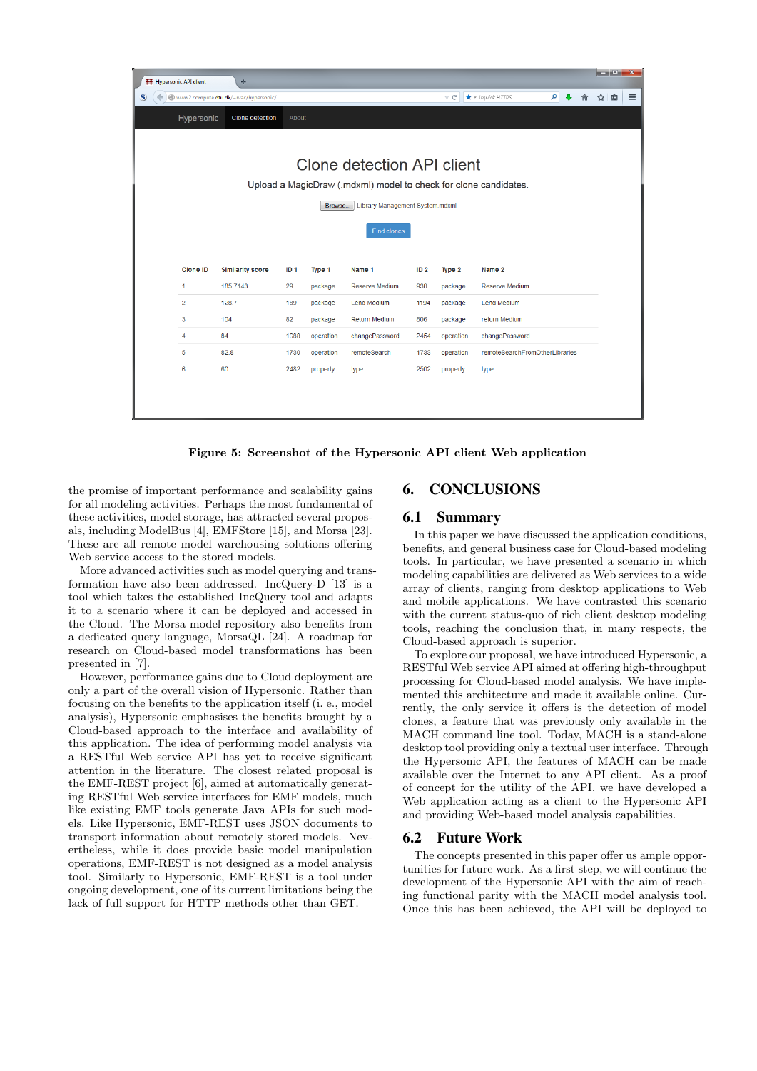Figure 5: Screenshot of the Hypersonic API client Web application

the promise of important performance and scalability gains for all modeling activities. Perhaps the most fundamental of these activities, model storage, has attracted several proposals, including ModelBus [4], EMFStore [15], and Morsa [23]. These are all remote model warehousing solutions offering Web service access to the stored models.

More advanced activities such as model querying and transformation have also been addressed. IncQuery-D [13] is a tool which takes the established IncQuery tool and adapts it to a scenario where it can be deployed and accessed in the Cloud. The Morsa model repository also benefits from a dedicated query language, MorsaQL [24]. A roadmap for research on Cloud-based model transformations has been presented in [7].

However, performance gains due to Cloud deployment are only a part of the overall vision of Hypersonic. Rather than focusing on the benefits to the application itself (i. e., model analysis), Hypersonic emphasises the benefits brought by a Cloud-based approach to the interface and availability of this application. The idea of performing model analysis via a RESTful Web service API has yet to receive significant attention in the literature. The closest related proposal is the EMF-REST project [6], aimed at automatically generating RESTful Web service interfaces for EMF models, much like existing EMF tools generate Java APIs for such models. Like Hypersonic, EMF-REST uses JSON documents to transport information about remotely stored models. Nevertheless, while it does provide basic model manipulation operations, EMF-REST is not designed as a model analysis tool. Similarly to Hypersonic, EMF-REST is a tool under ongoing development, one of its current limitations being the lack of full support for HTTP methods other than GET.

# 6. CONCLUSIONS

## 6.1 Summary

In this paper we have discussed the application conditions, benefits, and general business case for Cloud-based modeling tools. In particular, we have presented a scenario in which modeling capabilities are delivered as Web services to a wide array of clients, ranging from desktop applications to Web and mobile applications. We have contrasted this scenario with the current status-quo of rich desktop modeling tools, reaching the conclusion that, in many respects, the Cloud-based approach is superior.

To explore our proposal, we have introduced Hypersonic, a RESTful Web service API aimed at offering high-throughput processing for Cloud-based model analysis. We have implemented this architecture and made it available online. Currently, the only service it offers is the detection of model clones, a feature that was previously only available in the MACH command line tool. Today, MACH is a stand-alone desktop tool providing only a textual user interface. Through the Hypersonic API, the features of MACH can be made available over the Internet to any API client. As a proof of concept for the utility of the API, we have developed a Web application acting as a client to the Hypersonic API and providing Web-based model analysis capabilities.

## 6.2 Future Work

The concepts presented in this paper offer us ample opportunities for future work. As a first step, we will continue the development of the Hypersonic API with the aim of reaching functional parity with the MACH model analysis tool. Once this has been achieved, the API will be deployed to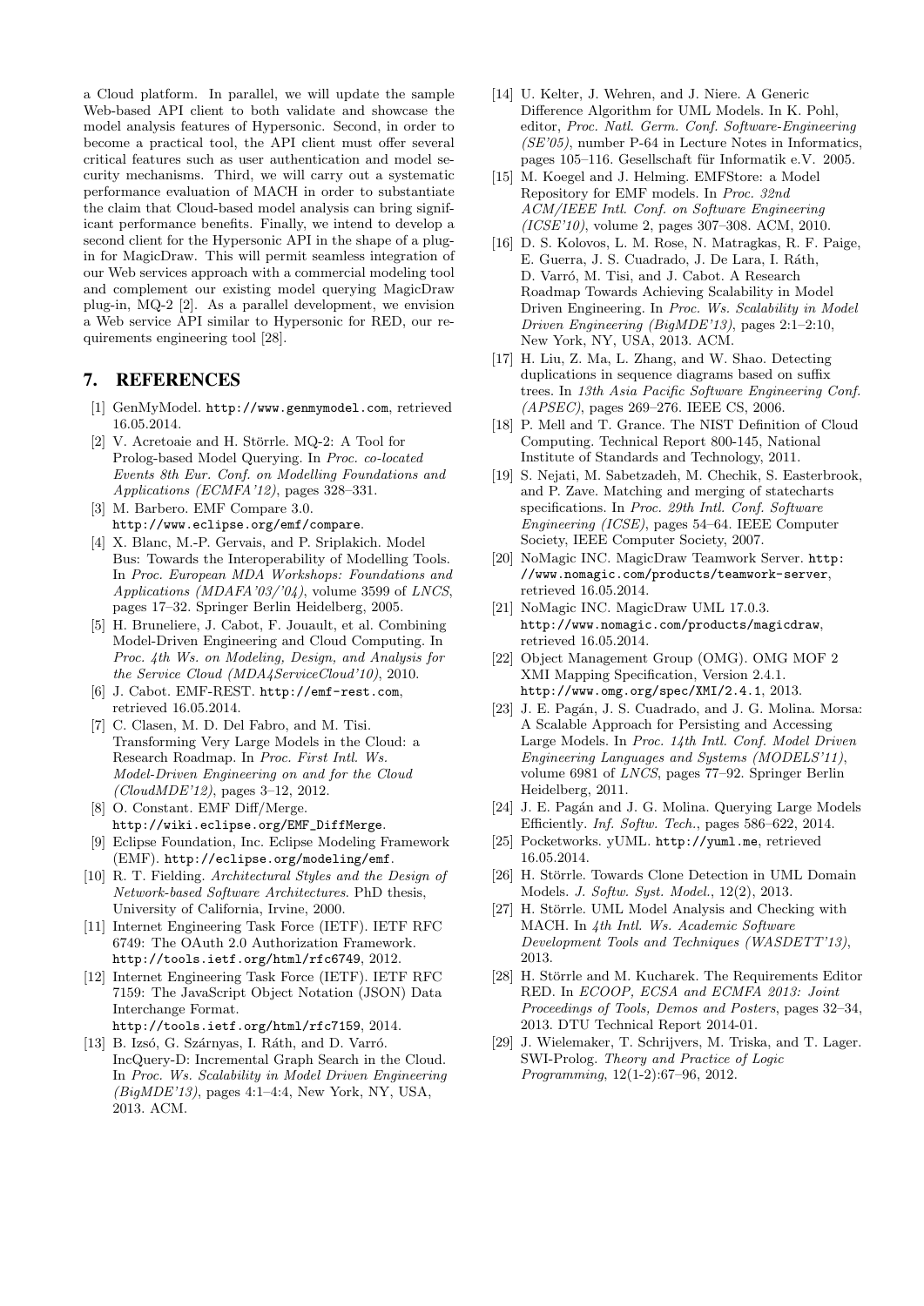a Cloud platform. In parallel, we will update the sample Web-based API client to both validate and showcase the model analysis features of Hypersonic. Second, in order to become a practical tool, the API client must offer several critical features such as user authentication and model security mechanisms. Third, we will carry out a systematic performance evaluation of MACH in order to substantiate the claim that Cloud-based model analysis can bring significant performance benefits. Finally, we intend to develop a second client for the Hypersonic API in the shape of a plug-in for MagicDraw. This will permit seamless integration of our Web services approach with a commercial modeling tool and complement our existing model querying MagicDraw plug-in, MQ-2 [2]. As a parallel development, we envision a Web service API similar to Hypersonic for RED, our requirements engineering tool [28].

## 7. REFERENCES

[1] GenMyModel. http://www.genmymodel.com, retrieved 16.05.2014.

[2] V. Acretoaie and H. Störrle. MQ-2: A Tool for Prolog-based Model Querying. In *Proc. co-located Events 8th Eur. Conf. on Modelling Foundations and Applications (ECMFA'12)*, pages 328–331.

[3] M. Barbero. EMF Compare 3.0. http://www.eclipse.org/emf/compare.

[4] X. Blanc, M.-P. Gervais, and P. Sriplakich. Model Bus: Towards the Interoperability of Modelling Tools. In *Proc. European MDA Workshops: Foundations and Applications (MDAFA'03/'04)*, volume 3599 of *LNCS*, pages 17–32. Springer Berlin Heidelberg, 2005.

[5] H. Bruneliere, J. Cabot, F. Jouault, et al. Combining Model-Driven Engineering and Cloud Computing. In *Proc. 4th Ws. on Modeling, Design, and Analysis for the Service Cloud (MDA4ServiceCloud'10)*, 2010.

[6] J. Cabot. EMF-REST. http://emf-rest.com, retrieved 16.05.2014.

[7] C. Clasen, M. D. Del Fabro, and M. Tisi. Transforming Very Large Models in the Cloud: a Research Roadmap. In *Proc. First Intl. Ws. Model-Driven Engineering on and for the Cloud (CloudMDE'12)*, pages 3–12, 2012.

[8] O. Constant. EMF Diff/Merge. http://wiki.eclipse.org/EMF_DiffMerge.

[9] Eclipse Foundation, Inc. Eclipse Modeling Framework (EMF). http://eclipse.org/modeling/emf.

[10] R. T. Fielding. *Architectural Styles and the Design of Network-based Software Architectures*. PhD thesis, University of California, Irvine, 2000.

[11] Internet Engineering Task Force (IETF). IETF RFC 6749: The OAuth 2.0 Authorization Framework. http://tools.ietf.org/html/rfc6749, 2012.

[12] Internet Engineering Task Force (IETF). IETF RFC 7159: The JavaScript Object Notation (JSON) Data Interchange Format. http://tools.ietf.org/html/rfc7159, 2014.

[13] B. Izsó, G. Szárnyas, I. Ráth, and D. Varró. IncQuery-D: Incremental Graph Search in the Cloud. In *Proc. Ws. Scalability in Model Driven Engineering (BigMDE'13)*, pages 4:1–4:4, New York, NY, USA, 2013. ACM.

[14] U. Kelter, J. Wehren, and J. Niere. A Generic Difference Algorithm for UML Models. In K. Pohl, editor, *Proc. Natl. Germ. Conf. Software-Engineering (SE'05)*, number P-64 in Lecture Notes in Informatics, pages 105–116. Gesellschaft für Informatik e.V. 2005.

[15] M. Koegel and J. Helming. EMFStore: a Model Repository for EMF models. In *Proc. 32nd ACM/IEEE Intl. Conf. on Software Engineering (ICSE'10)*, volume 2, pages 307–308. ACM, 2010.

[16] D. S. Kolovos, L. M. Rose, N. Matragkas, R. F. Paige, E. Guerra, J. S. Cuadrado, J. De Lara, I. Ráth, D. Varró, M. Tisi, and J. Cabot. A Research Roadmap Towards Achieving Scalability in Model Driven Engineering. In *Proc. Ws. Scalability in Model Driven Engineering (BigMDE'13)*, pages 2:1–2:10, New York, NY, USA, 2013. ACM.

[17] H. Liu, Z. Ma, L. Zhang, and W. Shao. Detecting duplications in sequence diagrams based on suffix trees. In *13th Asia Pacific Software Engineering Conf. (APSEC)*, pages 269–276. IEEE CS, 2006.

[18] P. Mell and T. Grance. The NIST Definition of Cloud Computing. Technical Report 800-145, National Institute of Standards and Technology, 2011.

[19] S. Nejati, M. Sabetzadeh, M. Chechik, S. Easterbrook, and P. Zave. Matching and merging of statecharts specifications. In *Proc. 29th Intl. Conf. Software Engineering (ICSE)*, pages 54–64. IEEE Computer Society, IEEE Computer Society, 2007.

[20] NoMagic INC. MagicDraw Teamwork Server. http://www.nomagic.com/products/teamwork-server, retrieved 16.05.2014.

[21] NoMagic INC. MagicDraw UML 17.0.3. http://www.nomagic.com/products/magicdraw, retrieved 16.05.2014.

[22] Object Management Group (OMG). OMG MOF 2 XMI Mapping Specification, Version 2.4.1. http://www.omg.org/spec/XMI/2.4.1, 2013.

[23] J. E. Pagán, J. S. Cuadrado, and J. G. Molina. Morsa: A Scalable Approach for Persisting and Accessing Large Models. In *Proc. 14th Intl. Conf. Model Driven Engineering Languages and Systems (MODELS'11)*, volume 6981 of *LNCS*, pages 77–92. Springer Berlin Heidelberg, 2011.

[24] J. E. Pagán and J. G. Molina. Querying Large Models Efficiently. *Inf. Softw. Tech.*, pages 586–622, 2014.

[25] Pocketworks. yUML. http://yuml.me, retrieved 16.05.2014.

[26] H. Störrle. Towards Clone Detection in UML Domain Models. *J. Softw. Syst. Model.*, 12(2), 2013.

[27] H. Störrle. UML Model Analysis and Checking with MACH. In *4th Intl. Ws. Academic Software Development Tools and Techniques (WASDETT'13)*, 2013.

[28] H. Störrle and M. Kucharek. The Requirements Editor RED. In *ECOOP, ECSA and ECMFA 2013: Joint Proceedings of Tools, Demos and Posters*, pages 32–34, 2013. DTU Technical Report 2014-01.

[29] J. Wielemaker, T. Schrijvers, M. Triska, and T. Lager. SWI-Prolog. *Theory and Practice of Logic Programming*, 12(1-2):67–96, 2012.